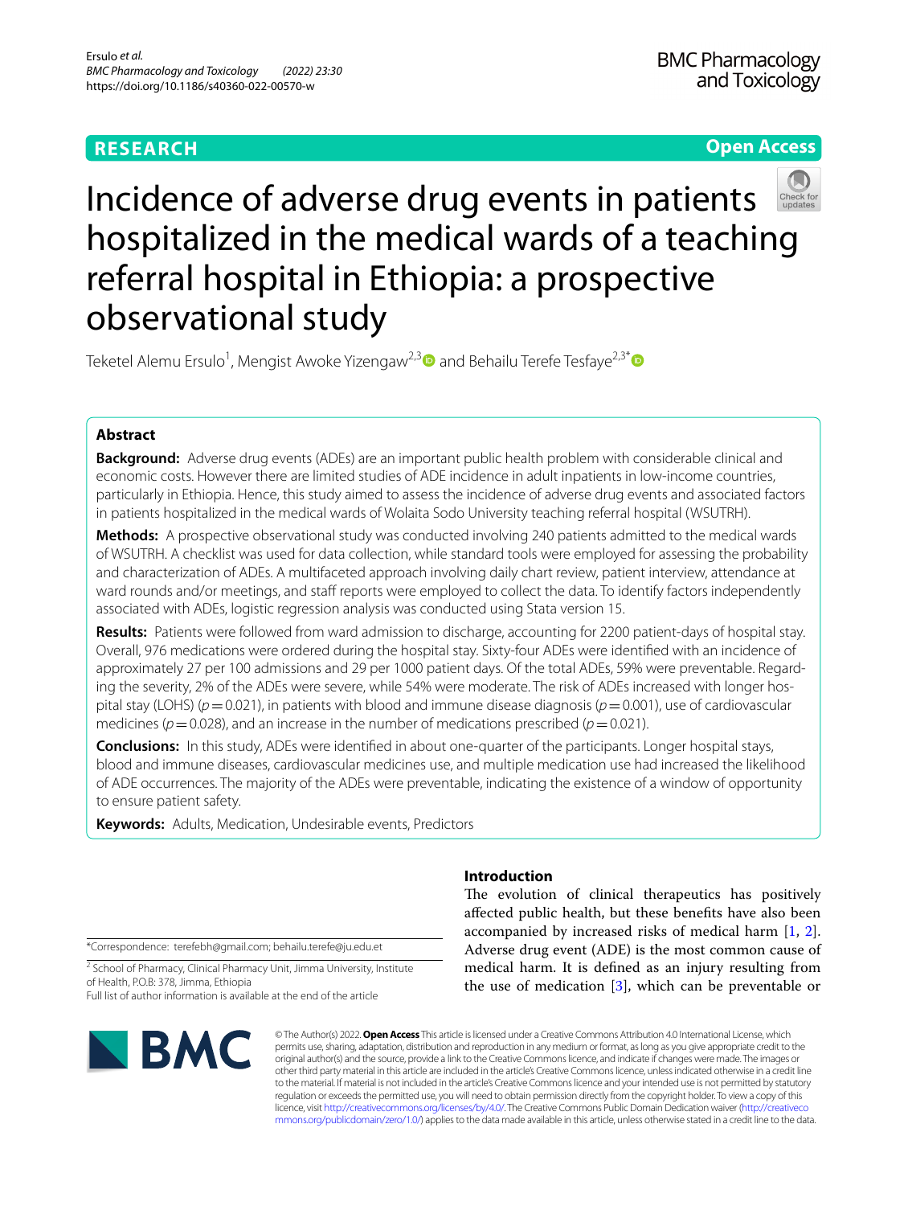RESEARCH

Open Access

# Incidence of adverse drug events in patients hospitalized in the medical wards of a teaching referral hospital in Ethiopia: a prospective observational study

Teketel Alemu Ersulo[1], Mengist Awoke Yizengaw[2,3] and Behailu Terefe Tesfaye[2,3*]

## Abstract

**Background:** Adverse drug events (ADEs) are an important public health problem with considerable clinical and economic costs. However there are limited studies of ADE incidence in adult inpatients in low-income countries, particularly in Ethiopia. Hence, this study aimed to assess the incidence of adverse drug events and associated factors in patients hospitalized in the medical wards of Wolaita Sodo University teaching referral hospital (WSUTRH).

**Methods:** A prospective observational study was conducted involving 240 patients admitted to the medical wards of WSUTRH. A checklist was used for data collection, while standard tools were employed for assessing the probability and characterization of ADEs. A multifaceted approach involving daily chart review, patient interview, attendance at ward rounds and/or meetings, and staff reports were employed to collect the data. To identify factors independently associated with ADEs, logistic regression analysis was conducted using Stata version 15.

**Results:** Patients were followed from ward admission to discharge, accounting for 2200 patient-days of hospital stay. Overall, 976 medications were ordered during the hospital stay. Sixty-four ADEs were identified with an incidence of approximately 27 per 100 admissions and 29 per 1000 patient days. Of the total ADEs, 59% were preventable. Regarding the severity, 2% of the ADEs were severe, while 54% were moderate. The risk of ADEs increased with longer hospital stay (LOHS) ($p = 0.021$), in patients with blood and immune disease diagnosis ($p = 0.001$), use of cardiovascular medicines ($p = 0.028$), and an increase in the number of medications prescribed ($p = 0.021$).

**Conclusions:** In this study, ADEs were identified in about one-quarter of the participants. Longer hospital stays, blood and immune diseases, cardiovascular medicines use, and multiple medication use had increased the likelihood of ADE occurrences. The majority of the ADEs were preventable, indicating the existence of a window of opportunity to ensure patient safety.

**Keywords:** Adults, Medication, Undesirable events, Predictors

*Correspondence: terefebh@gmail.com; behailu.terefe@ju.edu.et

[2] School of Pharmacy, Clinical Pharmacy Unit, Jimma University, Institute of Health, P.O.B: 378, Jimma, Ethiopia

Full list of author information is available at the end of the article

## Introduction

The evolution of clinical therapeutics has positively affected public health, but these benefits have also been accompanied by increased risks of medical harm [1, 2]. Adverse drug event (ADE) is the most common cause of medical harm. It is defined as an injury resulting from the use of medication [3], which can be preventable or

© The Author(s) 2022. **Open Access** This article is licensed under a Creative Commons Attribution 4.0 International License, which permits use, sharing, adaptation, distribution and reproduction in any medium or format, as long as you give appropriate credit to the original author(s) and the source, provide a link to the Creative Commons licence, and indicate if changes were made. The images or other third party material in this article are included in the article's Creative Commons licence, unless indicated otherwise in a credit line to the material. If material is not included in the article's Creative Commons licence and your intended use is not permitted by statutory regulation or exceeds the permitted use, you will need to obtain permission directly from the copyright holder. To view a copy of this licence, visit http://creativecommons.org/licenses/by/4.0/. The Creative Commons Public Domain Dedication waiver (http://creativecommons.org/publicdomain/zero/1.0/) applies to the data made available in this article, unless otherwise stated in a credit line to the data.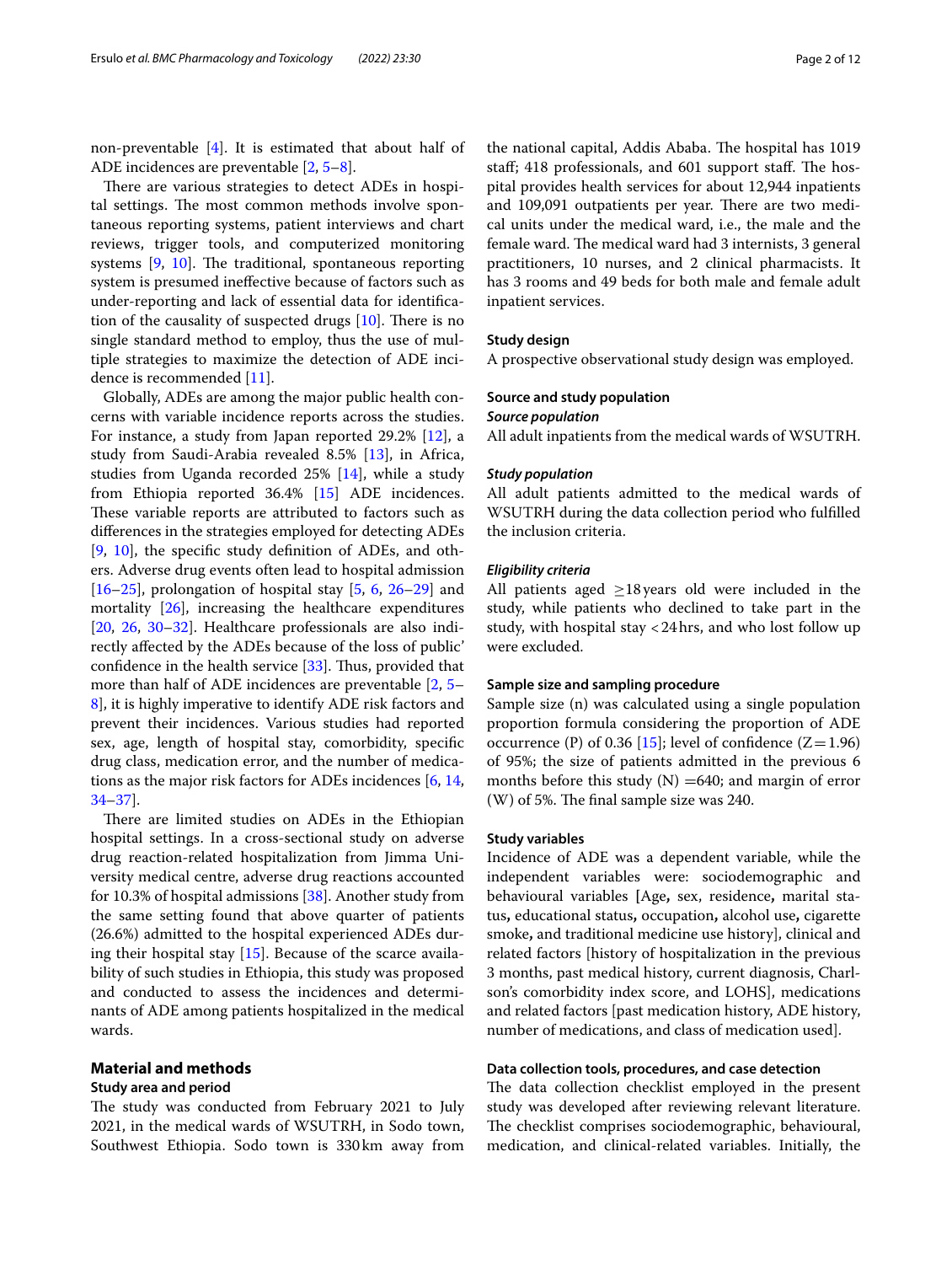non-preventable [4]. It is estimated that about half of ADE incidences are preventable [2, 5–8].

There are various strategies to detect ADEs in hospital settings. The most common methods involve spontaneous reporting systems, patient interviews and chart reviews, trigger tools, and computerized monitoring systems [9, 10]. The traditional, spontaneous reporting system is presumed ineffective because of factors such as under-reporting and lack of essential data for identification of the causality of suspected drugs [10]. There is no single standard method to employ, thus the use of multiple strategies to maximize the detection of ADE incidence is recommended [11].

Globally, ADEs are among the major public health concerns with variable incidence reports across the studies. For instance, a study from Japan reported 29.2% [12], a study from Saudi-Arabia revealed 8.5% [13], in Africa, studies from Uganda recorded 25% [14], while a study from Ethiopia reported 36.4% [15] ADE incidences. These variable reports are attributed to factors such as differences in the strategies employed for detecting ADEs [9, 10], the specific study definition of ADEs, and others. Adverse drug events often lead to hospital admission [16–25], prolongation of hospital stay [5, 6, 26–29] and mortality [26], increasing the healthcare expenditures [20, 26, 30–32]. Healthcare professionals are also indirectly affected by the ADEs because of the loss of public' confidence in the health service [33]. Thus, provided that more than half of ADE incidences are preventable [2, 5–8], it is highly imperative to identify ADE risk factors and prevent their incidences. Various studies had reported sex, age, length of hospital stay, comorbidity, specific drug class, medication error, and the number of medications as the major risk factors for ADEs incidences [6, 14, 34–37].

There are limited studies on ADEs in the Ethiopian hospital settings. In a cross-sectional study on adverse drug reaction-related hospitalization from Jimma University medical centre, adverse drug reactions accounted for 10.3% of hospital admissions [38]. Another study from the same setting found that above quarter of patients (26.6%) admitted to the hospital experienced ADEs during their hospital stay [15]. Because of the scarce availability of such studies in Ethiopia, this study was proposed and conducted to assess the incidences and determinants of ADE among patients hospitalized in the medical wards.

## Material and methods

### Study area and period

The study was conducted from February 2021 to July 2021, in the medical wards of WSUTRH, in Sodo town, Southwest Ethiopia. Sodo town is 330 km away from the national capital, Addis Ababa. The hospital has 1019 staff; 418 professionals, and 601 support staff. The hospital provides health services for about 12,944 inpatients and 109,091 outpatients per year. There are two medical units under the medical ward, i.e., the male and the female ward. The medical ward had 3 internists, 3 general practitioners, 10 nurses, and 2 clinical pharmacists. It has 3 rooms and 49 beds for both male and female adult inpatient services.

### Study design

A prospective observational study design was employed.

### Source and study population

#### *Source population*

All adult inpatients from the medical wards of WSUTRH.

#### *Study population*

All adult patients admitted to the medical wards of WSUTRH during the data collection period who fulfilled the inclusion criteria.

#### *Eligibility criteria*

All patients aged ≥18 years old were included in the study, while patients who declined to take part in the study, with hospital stay <24 hrs, and who lost follow up were excluded.

### Sample size and sampling procedure

Sample size (n) was calculated using a single population proportion formula considering the proportion of ADE occurrence (P) of 0.36 [15]; level of confidence (Z = 1.96) of 95%; the size of patients admitted in the previous 6 months before this study (N) = 640; and margin of error (W) of 5%. The final sample size was 240.

### Study variables

Incidence of ADE was a dependent variable, while the independent variables were: sociodemographic and behavioural variables [Age, sex, residence, marital status, educational status, occupation, alcohol use, cigarette smoke, and traditional medicine use history], clinical and related factors [history of hospitalization in the previous 3 months, past medical history, current diagnosis, Charlson's comorbidity index score, and LOHS], medications and related factors [past medication history, ADE history, number of medications, and class of medication used].

### Data collection tools, procedures, and case detection

The data collection checklist employed in the present study was developed after reviewing relevant literature. The checklist comprises sociodemographic, behavioural, medication, and clinical-related variables. Initially, the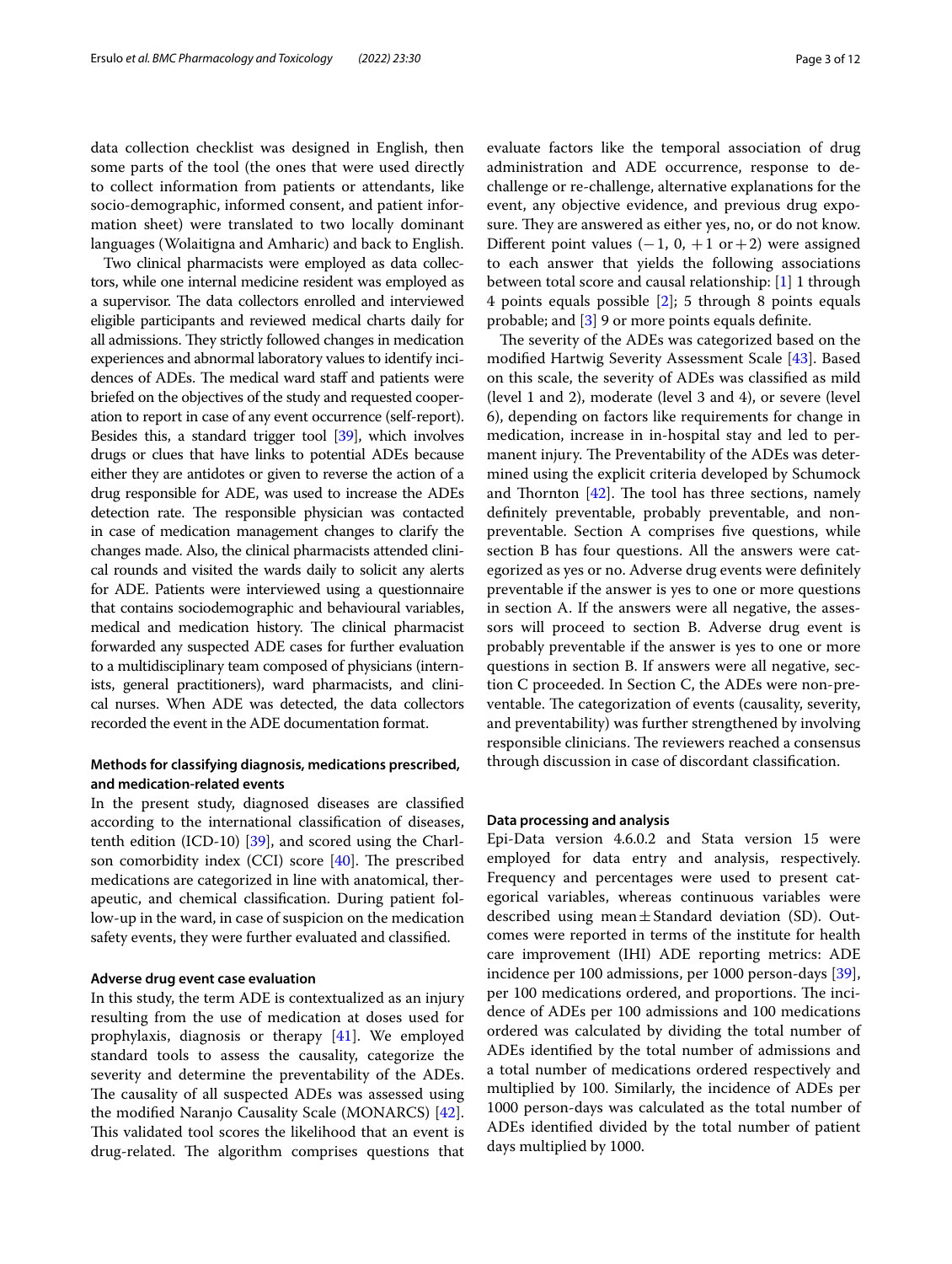data collection checklist was designed in English, then some parts of the tool (the ones that were used directly to collect information from patients or attendants, like socio-demographic, informed consent, and patient information sheet) were translated to two locally dominant languages (Wolaitigna and Amharic) and back to English.

Two clinical pharmacists were employed as data collectors, while one internal medicine resident was employed as a supervisor. The data collectors enrolled and interviewed eligible participants and reviewed medical charts daily for all admissions. They strictly followed changes in medication experiences and abnormal laboratory values to identify incidences of ADEs. The medical ward staff and patients were briefed on the objectives of the study and requested cooperation to report in case of any event occurrence (self-report). Besides this, a standard trigger tool [39], which involves drugs or clues that have links to potential ADEs because either they are antidotes or given to reverse the action of a drug responsible for ADE, was used to increase the ADEs detection rate. The responsible physician was contacted in case of medication management changes to clarify the changes made. Also, the clinical pharmacists attended clinical rounds and visited the wards daily to solicit any alerts for ADE. Patients were interviewed using a questionnaire that contains sociodemographic and behavioural variables, medical and medication history. The clinical pharmacist forwarded any suspected ADE cases for further evaluation to a multidisciplinary team composed of physicians (internists, general practitioners), ward pharmacists, and clinical nurses. When ADE was detected, the data collectors recorded the event in the ADE documentation format.

### Methods for classifying diagnosis, medications prescribed, and medication-related events

In the present study, diagnosed diseases are classified according to the international classification of diseases, tenth edition (ICD-10) [39], and scored using the Charlson comorbidity index (CCI) score [40]. The prescribed medications are categorized in line with anatomical, therapeutic, and chemical classification. During patient follow-up in the ward, in case of suspicion on the medication safety events, they were further evaluated and classified.

### Adverse drug event case evaluation

In this study, the term ADE is contextualized as an injury resulting from the use of medication at doses used for prophylaxis, diagnosis or therapy [41]. We employed standard tools to assess the causality, categorize the severity and determine the preventability of the ADEs. The causality of all suspected ADEs was assessed using the modified Naranjo Causality Scale (MONARCS) [42]. This validated tool scores the likelihood that an event is drug-related. The algorithm comprises questions that evaluate factors like the temporal association of drug administration and ADE occurrence, response to de-challenge or re-challenge, alternative explanations for the event, any objective evidence, and previous drug exposure. They are answered as either yes, no, or do not know. Different point values ($-1$, $0$, $+1$ or $+2$) were assigned to each answer that yields the following associations between total score and causal relationship: [1] 1 through 4 points equals possible [2]; 5 through 8 points equals probable; and [3] 9 or more points equals definite.

The severity of the ADEs was categorized based on the modified Hartwig Severity Assessment Scale [43]. Based on this scale, the severity of ADEs was classified as mild (level 1 and 2), moderate (level 3 and 4), or severe (level 6), depending on factors like requirements for change in medication, increase in in-hospital stay and led to permanent injury. The Preventability of the ADEs was determined using the explicit criteria developed by Schumock and Thornton [42]. The tool has three sections, namely definitely preventable, probably preventable, and non-preventable. Section A comprises five questions, while section B has four questions. All the answers were categorized as yes or no. Adverse drug events were definitely preventable if the answer is yes to one or more questions in section A. If the answers were all negative, the assessors will proceed to section B. Adverse drug event is probably preventable if the answer is yes to one or more questions in section B. If answers were all negative, section C proceeded. In Section C, the ADEs were non-preventable. The categorization of events (causality, severity, and preventability) was further strengthened by involving responsible clinicians. The reviewers reached a consensus through discussion in case of discordant classification.

### Data processing and analysis

Epi-Data version 4.6.0.2 and Stata version 15 were employed for data entry and analysis, respectively. Frequency and percentages were used to present categorical variables, whereas continuous variables were described using mean ± Standard deviation (SD). Outcomes were reported in terms of the institute for health care improvement (IHI) ADE reporting metrics: ADE incidence per 100 admissions, per 1000 person-days [39], per 100 medications ordered, and proportions. The incidence of ADEs per 100 admissions and 100 medications ordered was calculated by dividing the total number of ADEs identified by the total number of admissions and a total number of medications ordered respectively and multiplied by 100. Similarly, the incidence of ADEs per 1000 person-days was calculated as the total number of ADEs identified divided by the total number of patient days multiplied by 1000.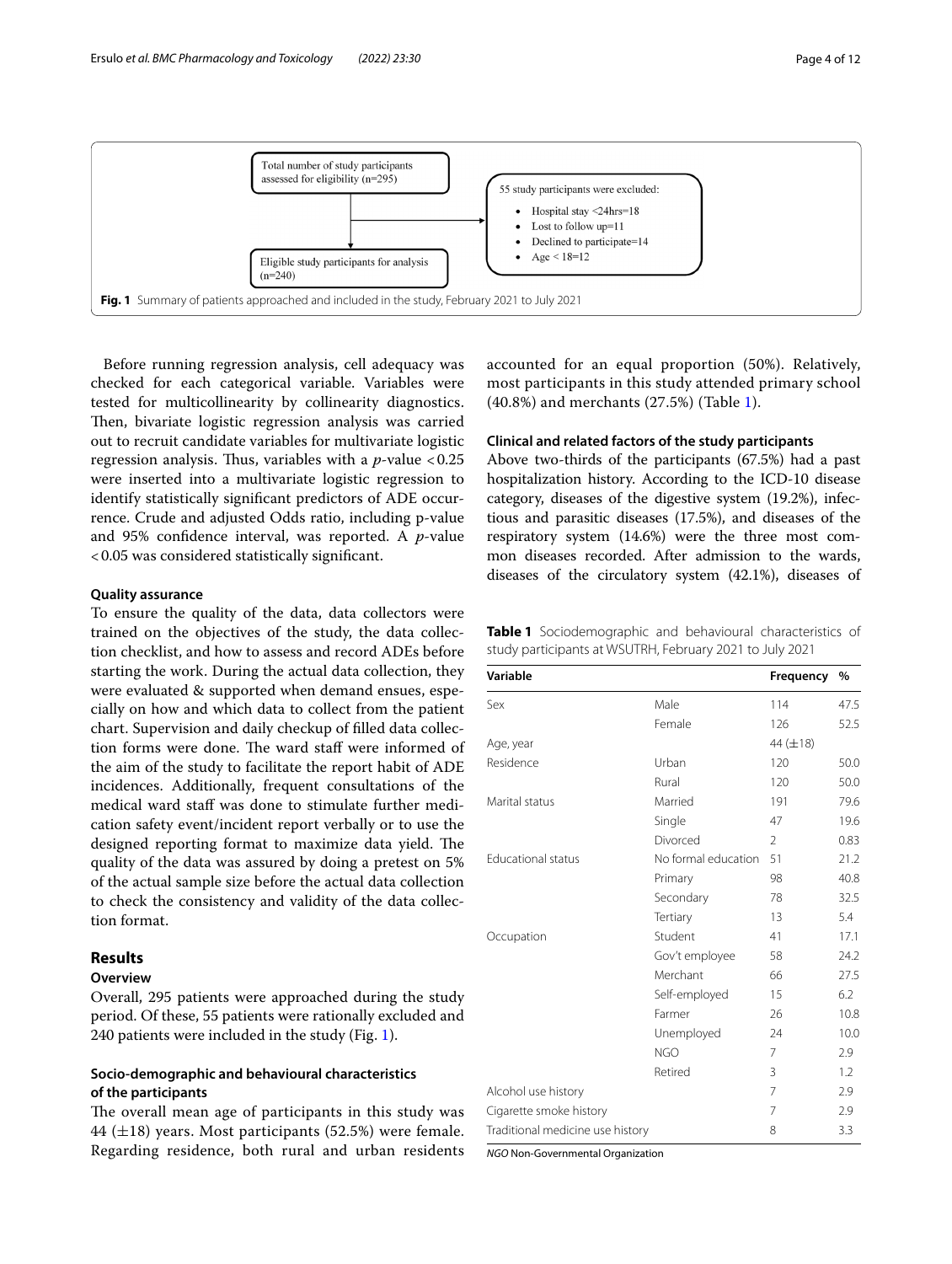Total number of study participants assessed for eligibility (n=295)

55 study participants were excluded:

- Hospital stay <24hrs=18
- Lost to follow up=11
- Declined to participate=14
- Age < 18=12

Eligible study participants for analysis (n=240)

**Fig. 1** Summary of patients approached and included in the study, February 2021 to July 2021

Before running regression analysis, cell adequacy was checked for each categorical variable. Variables were tested for multicollinearity by collinearity diagnostics. Then, bivariate logistic regression analysis was carried out to recruit candidate variables for multivariate logistic regression analysis. Thus, variables with a $p$-value $< 0.25$ were inserted into a multivariate logistic regression to identify statistically significant predictors of ADE occurrence. Crude and adjusted Odds ratio, including p-value and 95% confidence interval, was reported. A $p$-value $< 0.05$ was considered statistically significant.

### Quality assurance

To ensure the quality of the data, data collectors were trained on the objectives of the study, the data collection checklist, and how to assess and record ADEs before starting the work. During the actual data collection, they were evaluated & supported when demand ensues, especially on how and which data to collect from the patient chart. Supervision and daily checkup of filled data collection forms were done. The ward staff were informed of the aim of the study to facilitate the report habit of ADE incidences. Additionally, frequent consultations of the medical ward staff was done to stimulate further medication safety event/incident report verbally or to use the designed reporting format to maximize data yield. The quality of the data was assured by doing a pretest on 5% of the actual sample size before the actual data collection to check the consistency and validity of the data collection format.

## Results

### Overview

Overall, 295 patients were approached during the study period. Of these, 55 patients were rationally excluded and 240 patients were included in the study (Fig. 1).

### Socio-demographic and behavioural characteristics of the participants

The overall mean age of participants in this study was 44 (±18) years. Most participants (52.5%) were female. Regarding residence, both rural and urban residents accounted for an equal proportion (50%). Relatively, most participants in this study attended primary school (40.8%) and merchants (27.5%) (Table 1).

### Clinical and related factors of the study participants

Above two-thirds of the participants (67.5%) had a past hospitalization history. According to the ICD-10 disease category, diseases of the digestive system (19.2%), infectious and parasitic diseases (17.5%), and diseases of the respiratory system (14.6%) were the three most common diseases recorded. After admission to the wards, diseases of the circulatory system (42.1%), diseases of

**Table 1** Sociodemographic and behavioural characteristics of study participants at WSUTRH, February 2021 to July 2021

| Variable | | Frequency | % |
|---|---|---|---|
| Sex | Male | 114 | 47.5 |
| | Female | 126 | 52.5 |
| Age, year | | 44 (±18) | |
| Residence | Urban | 120 | 50.0 |
| | Rural | 120 | 50.0 |
| Marital status | Married | 191 | 79.6 |
| | Single | 47 | 19.6 |
| | Divorced | 2 | 0.83 |
| Educational status | No formal education | 51 | 21.2 |
| | Primary | 98 | 40.8 |
| | Secondary | 78 | 32.5 |
| | Tertiary | 13 | 5.4 |
| Occupation | Student | 41 | 17.1 |
| | Gov't employee | 58 | 24.2 |
| | Merchant | 66 | 27.5 |
| | Self-employed | 15 | 6.2 |
| | Farmer | 26 | 10.8 |
| | Unemployed | 24 | 10.0 |
| | NGO | 7 | 2.9 |
| | Retired | 3 | 1.2 |
| Alcohol use history | | 7 | 2.9 |
| Cigarette smoke history | | 7 | 2.9 |
| Traditional medicine use history | | 8 | 3.3 |

*NGO* Non-Governmental Organization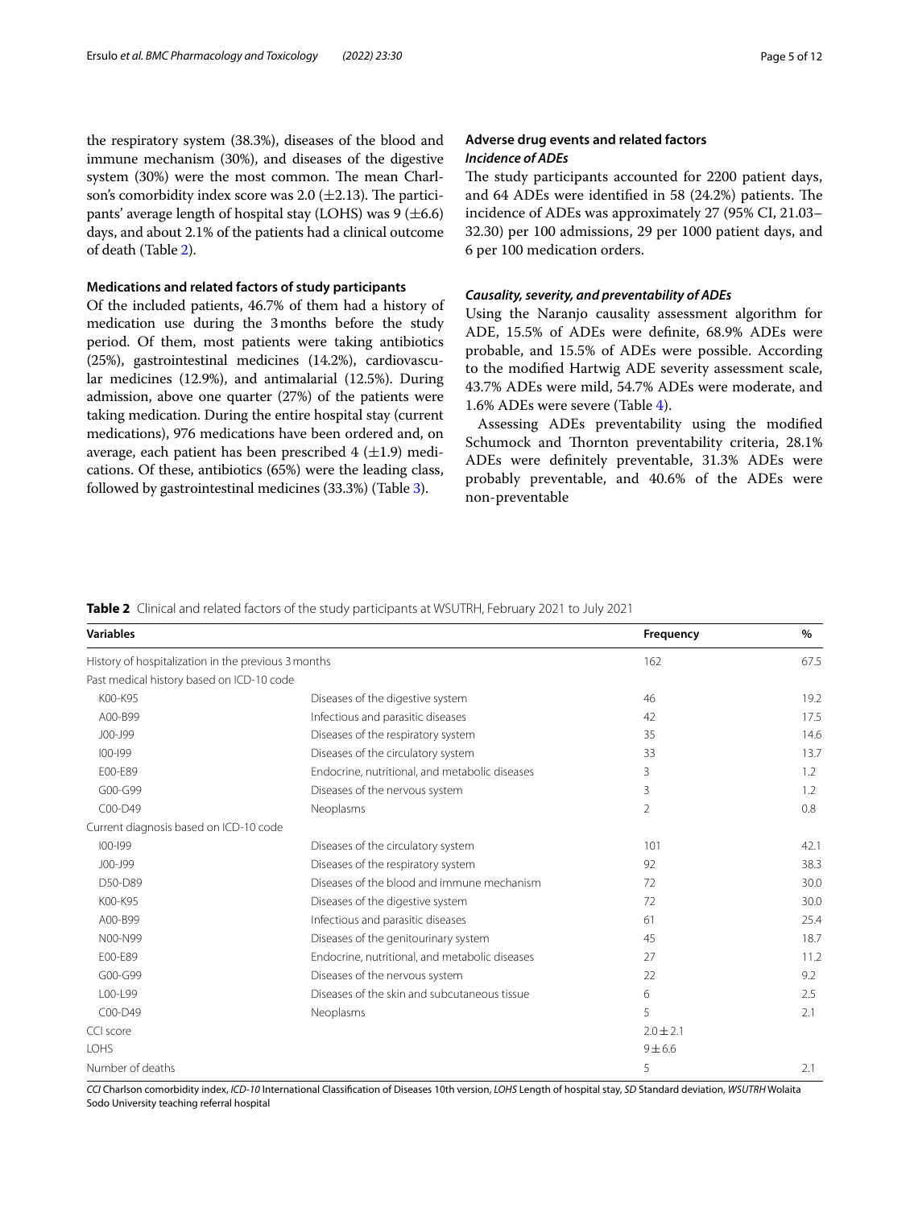the respiratory system (38.3%), diseases of the blood and immune mechanism (30%), and diseases of the digestive system (30%) were the most common. The mean Charlson's comorbidity index score was 2.0 (±2.13). The participants' average length of hospital stay (LOHS) was 9 (±6.6) days, and about 2.1% of the patients had a clinical outcome of death (Table 2).

### Medications and related factors of study participants

Of the included patients, 46.7% of them had a history of medication use during the 3 months before the study period. Of them, most patients were taking antibiotics (25%), gastrointestinal medicines (14.2%), cardiovascular medicines (12.9%), and antimalarial (12.5%). During admission, above one quarter (27%) of the patients were taking medication. During the entire hospital stay (current medications), 976 medications have been ordered and, on average, each patient has been prescribed 4 (±1.9) medications. Of these, antibiotics (65%) were the leading class, followed by gastrointestinal medicines (33.3%) (Table 3).

### Adverse drug events and related factors

#### *Incidence of ADEs*

The study participants accounted for 2200 patient days, and 64 ADEs were identified in 58 (24.2%) patients. The incidence of ADEs was approximately 27 (95% CI, 21.03–32.30) per 100 admissions, 29 per 1000 patient days, and 6 per 100 medication orders.

#### *Causality, severity, and preventability of ADEs*

Using the Naranjo causality assessment algorithm for ADE, 15.5% of ADEs were definite, 68.9% ADEs were probable, and 15.5% of ADEs were possible. According to the modified Hartwig ADE severity assessment scale, 43.7% ADEs were mild, 54.7% ADEs were moderate, and 1.6% ADEs were severe (Table 4).

Assessing ADEs preventability using the modified Schumock and Thornton preventability criteria, 28.1% ADEs were definitely preventable, 31.3% ADEs were probably preventable, and 40.6% of the ADEs were non-preventable

**Table 2** Clinical and related factors of the study participants at WSUTRH, February 2021 to July 2021

| Variables | | Frequency | % |
|---|---|---|---|
| History of hospitalization in the previous 3 months | | 162 | 67.5 |
| Past medical history based on ICD-10 code | | | |
| K00-K95 | Diseases of the digestive system | 46 | 19.2 |
| A00-B99 | Infectious and parasitic diseases | 42 | 17.5 |
| J00-J99 | Diseases of the respiratory system | 35 | 14.6 |
| I00-I99 | Diseases of the circulatory system | 33 | 13.7 |
| E00-E89 | Endocrine, nutritional, and metabolic diseases | 3 | 1.2 |
| G00-G99 | Diseases of the nervous system | 3 | 1.2 |
| C00-D49 | Neoplasms | 2 | 0.8 |
| Current diagnosis based on ICD-10 code | | | |
| I00-I99 | Diseases of the circulatory system | 101 | 42.1 |
| J00-J99 | Diseases of the respiratory system | 92 | 38.3 |
| D50-D89 | Diseases of the blood and immune mechanism | 72 | 30.0 |
| K00-K95 | Diseases of the digestive system | 72 | 30.0 |
| A00-B99 | Infectious and parasitic diseases | 61 | 25.4 |
| N00-N99 | Diseases of the genitourinary system | 45 | 18.7 |
| E00-E89 | Endocrine, nutritional, and metabolic diseases | 27 | 11.2 |
| G00-G99 | Diseases of the nervous system | 22 | 9.2 |
| L00-L99 | Diseases of the skin and subcutaneous tissue | 6 | 2.5 |
| C00-D49 | Neoplasms | 5 | 2.1 |
| CCI score | | 2.0 ± 2.1 | |
| LOHS | | 9 ± 6.6 | |
| Number of deaths | | 5 | 2.1 |

*CCI* Charlson comorbidity index, *ICD-10* International Classification of Diseases 10th version, *LOHS* Length of hospital stay, *SD* Standard deviation, *WSUTRH* Wolaita Sodo University teaching referral hospital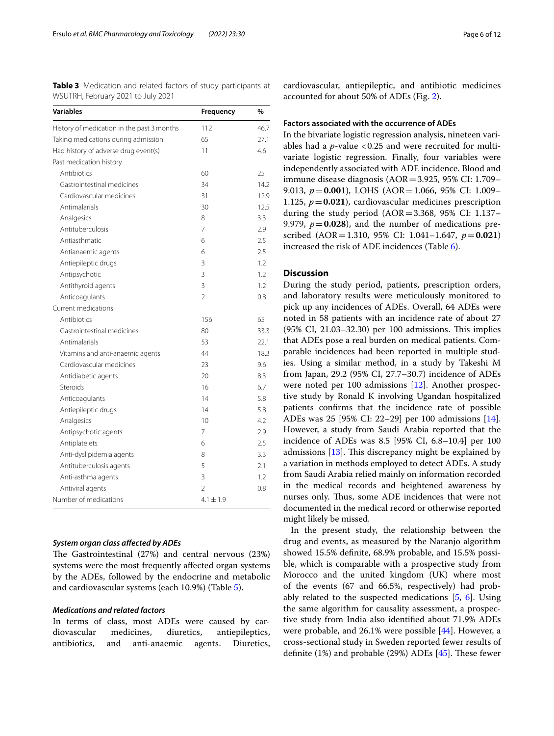**Table 3** Medication and related factors of study participants at WSUTRH, February 2021 to July 2021

| Variables | Frequency | % |
|---|---|---|
| History of medication in the past 3 months | 112 | 46.7 |
| Taking medications during admission | 65 | 27.1 |
| Had history of adverse drug event(s) | 11 | 4.6 |
| Past medication history | | |
| Antibiotics | 60 | 25 |
| Gastrointestinal medicines | 34 | 14.2 |
| Cardiovascular medicines | 31 | 12.9 |
| Antimalarials | 30 | 12.5 |
| Analgesics | 8 | 3.3 |
| Antituberculosis | 7 | 2.9 |
| Antiasthmatic | 6 | 2.5 |
| Antianaemic agents | 6 | 2.5 |
| Antiepileptic drugs | 3 | 1.2 |
| Antipsychotic | 3 | 1.2 |
| Antithyroid agents | 3 | 1.2 |
| Anticoagulants | 2 | 0.8 |
| Current medications | | |
| Antibiotics | 156 | 65 |
| Gastrointestinal medicines | 80 | 33.3 |
| Antimalarials | 53 | 22.1 |
| Vitamins and anti-anaemic agents | 44 | 18.3 |
| Cardiovascular medicines | 23 | 9.6 |
| Antidiabetic agents | 20 | 8.3 |
| Steroids | 16 | 6.7 |
| Anticoagulants | 14 | 5.8 |
| Antiepileptic drugs | 14 | 5.8 |
| Analgesics | 10 | 4.2 |
| Antipsychotic agents | 7 | 2.9 |
| Antiplatelets | 6 | 2.5 |
| Anti-dyslipidemia agents | 8 | 3.3 |
| Antituberculosis agents | 5 | 2.1 |
| Anti-asthma agents | 3 | 1.2 |
| Antiviral agents | 2 | 0.8 |
| Number of medications | 4.1 ± 1.9 | |

### *System organ class affected by ADEs*

The Gastrointestinal (27%) and central nervous (23%) systems were the most frequently affected organ systems by the ADEs, followed by the endocrine and metabolic and cardiovascular systems (each 10.9%) (Table 5).

### *Medications and related factors*

In terms of class, most ADEs were caused by cardiovascular medicines, diuretics, antiepileptics, antibiotics, and anti-anaemic agents. Diuretics, cardiovascular, antiepileptic, and antibiotic medicines accounted for about 50% of ADEs (Fig. 2).

### Factors associated with the occurrence of ADEs

In the bivariate logistic regression analysis, nineteen variables had a $p$-value $<0.25$ and were recruited for multivariate logistic regression. Finally, four variables were independently associated with ADE incidence. Blood and immune disease diagnosis (AOR = 3.925, 95% CI: 1.709–9.013, $p$ = **0.001**), LOHS (AOR = 1.066, 95% CI: 1.009–1.125, $p$ = **0.021**), cardiovascular medicines prescription during the study period (AOR = 3.368, 95% CI: 1.137–9.979, $p$ = **0.028**), and the number of medications prescribed (AOR = 1.310, 95% CI: 1.041–1.647, $p$ = **0.021**) increased the risk of ADE incidences (Table 6).

## Discussion

During the study period, patients, prescription orders, and laboratory results were meticulously monitored to pick up any incidences of ADEs. Overall, 64 ADEs were noted in 58 patients with an incidence rate of about 27 (95% CI, 21.03–32.30) per 100 admissions. This implies that ADEs pose a real burden on medical patients. Comparable incidences had been reported in multiple studies. Using a similar method, in a study by Takeshi M from Japan, 29.2 (95% CI, 27.7–30.7) incidence of ADEs were noted per 100 admissions [12]. Another prospective study by Ronald K involving Ugandan hospitalized patients confirms that the incidence rate of possible ADEs was 25 [95% CI: 22–29] per 100 admissions [14]. However, a study from Saudi Arabia reported that the incidence of ADEs was 8.5 [95% CI, 6.8–10.4] per 100 admissions [13]. This discrepancy might be explained by a variation in methods employed to detect ADEs. A study from Saudi Arabia relied mainly on information recorded in the medical records and heightened awareness by nurses only. Thus, some ADE incidences that were not documented in the medical record or otherwise reported might likely be missed.

In the present study, the relationship between the drug and events, as measured by the Naranjo algorithm showed 15.5% definite, 68.9% probable, and 15.5% possible, which is comparable with a prospective study from Morocco and the united kingdom (UK) where most of the events (67 and 66.5%, respectively) had probably related to the suspected medications [5, 6]. Using the same algorithm for causality assessment, a prospective study from India also identified about 71.9% ADEs were probable, and 26.1% were possible [44]. However, a cross-sectional study in Sweden reported fewer results of definite (1%) and probable (29%) ADEs [45]. These fewer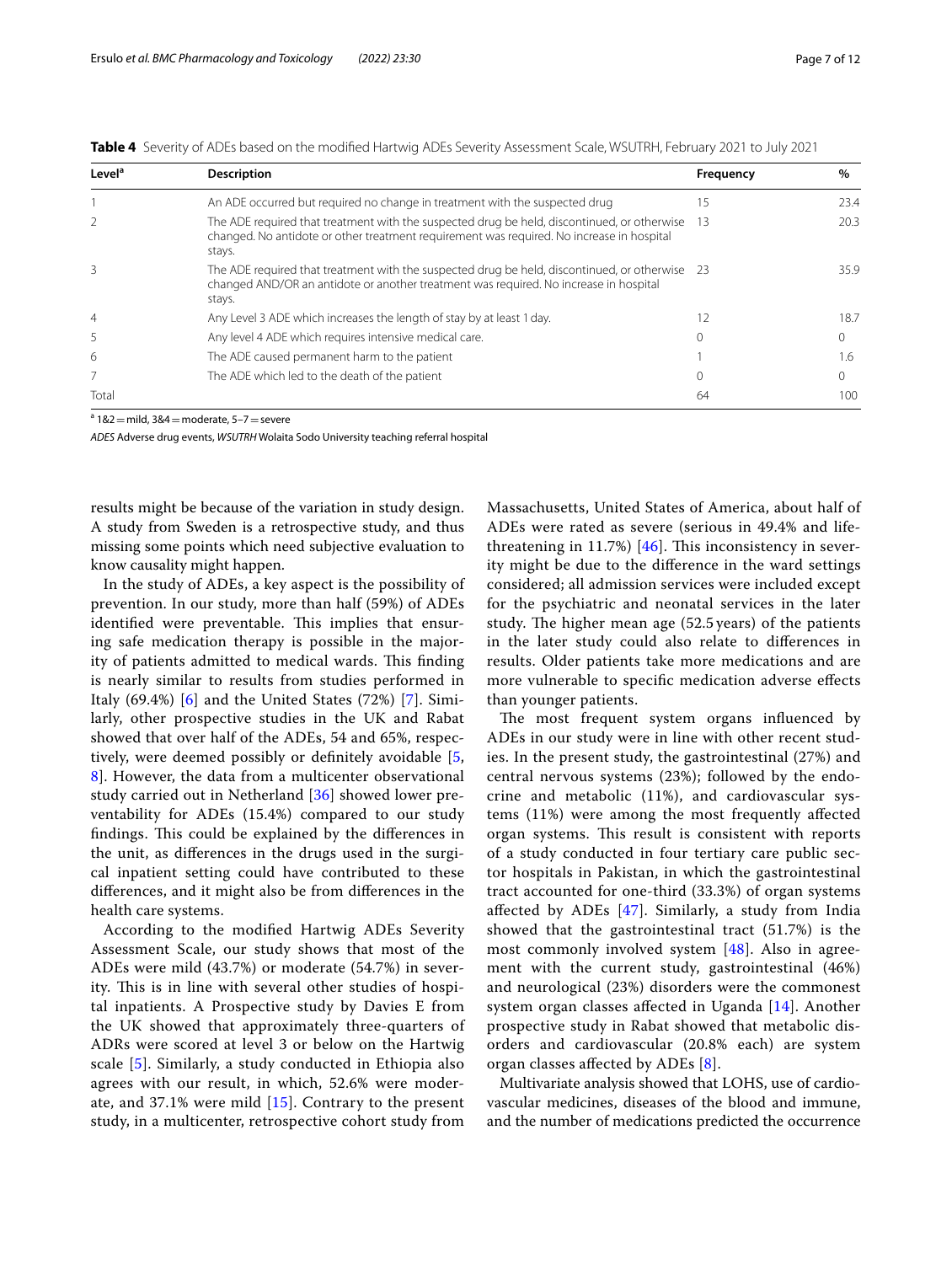**Table 4** Severity of ADEs based on the modified Hartwig ADEs Severity Assessment Scale, WSUTRH, February 2021 to July 2021

| Level[a] | Description | Frequency | % |
|---|---|---|---|
| 1 | An ADE occurred but required no change in treatment with the suspected drug | 15 | 23.4 |
| 2 | The ADE required that treatment with the suspected drug be held, discontinued, or otherwise changed. No antidote or other treatment requirement was required. No increase in hospital stays. | 13 | 20.3 |
| 3 | The ADE required that treatment with the suspected drug be held, discontinued, or otherwise changed AND/OR an antidote or another treatment was required. No increase in hospital stays. | 23 | 35.9 |
| 4 | Any Level 3 ADE which increases the length of stay by at least 1 day. | 12 | 18.7 |
| 5 | Any level 4 ADE which requires intensive medical care. | 0 | 0 |
| 6 | The ADE caused permanent harm to the patient | 1 | 1.6 |
| 7 | The ADE which led to the death of the patient | 0 | 0 |
| Total | | 64 | 100 |

[a] 1&2 = mild, 3&4 = moderate, 5–7 = severe

*ADES* Adverse drug events, *WSUTRH* Wolaita Sodo University teaching referral hospital

results might be because of the variation in study design. A study from Sweden is a retrospective study, and thus missing some points which need subjective evaluation to know causality might happen.

In the study of ADEs, a key aspect is the possibility of prevention. In our study, more than half (59%) of ADEs identified were preventable. This implies that ensuring safe medication therapy is possible in the majority of patients admitted to medical wards. This finding is nearly similar to results from studies performed in Italy (69.4%) [6] and the United States (72%) [7]. Similarly, other prospective studies in the UK and Rabat showed that over half of the ADEs, 54 and 65%, respectively, were deemed possibly or definitely avoidable [5, 8]. However, the data from a multicenter observational study carried out in Netherland [36] showed lower preventability for ADEs (15.4%) compared to our study findings. This could be explained by the differences in the unit, as differences in the drugs used in the surgical inpatient setting could have contributed to these differences, and it might also be from differences in the health care systems.

According to the modified Hartwig ADEs Severity Assessment Scale, our study shows that most of the ADEs were mild (43.7%) or moderate (54.7%) in severity. This is in line with several other studies of hospital inpatients. A Prospective study by Davies E from the UK showed that approximately three-quarters of ADRs were scored at level 3 or below on the Hartwig scale [5]. Similarly, a study conducted in Ethiopia also agrees with our result, in which, 52.6% were moderate, and 37.1% were mild [15]. Contrary to the present study, in a multicenter, retrospective cohort study from Massachusetts, United States of America, about half of ADEs were rated as severe (serious in 49.4% and life-threatening in 11.7%) [46]. This inconsistency in severity might be due to the difference in the ward settings considered; all admission services were included except for the psychiatric and neonatal services in the later study. The higher mean age (52.5 years) of the patients in the later study could also relate to differences in results. Older patients take more medications and are more vulnerable to specific medication adverse effects than younger patients.

The most frequent system organs influenced by ADEs in our study were in line with other recent studies. In the present study, the gastrointestinal (27%) and central nervous systems (23%); followed by the endocrine and metabolic (11%), and cardiovascular systems (11%) were among the most frequently affected organ systems. This result is consistent with reports of a study conducted in four tertiary care public sector hospitals in Pakistan, in which the gastrointestinal tract accounted for one-third (33.3%) of organ systems affected by ADEs [47]. Similarly, a study from India showed that the gastrointestinal tract (51.7%) is the most commonly involved system [48]. Also in agreement with the current study, gastrointestinal (46%) and neurological (23%) disorders were the commonest system organ classes affected in Uganda [14]. Another prospective study in Rabat showed that metabolic disorders and cardiovascular (20.8% each) are system organ classes affected by ADEs [8].

Multivariate analysis showed that LOHS, use of cardiovascular medicines, diseases of the blood and immune, and the number of medications predicted the occurrence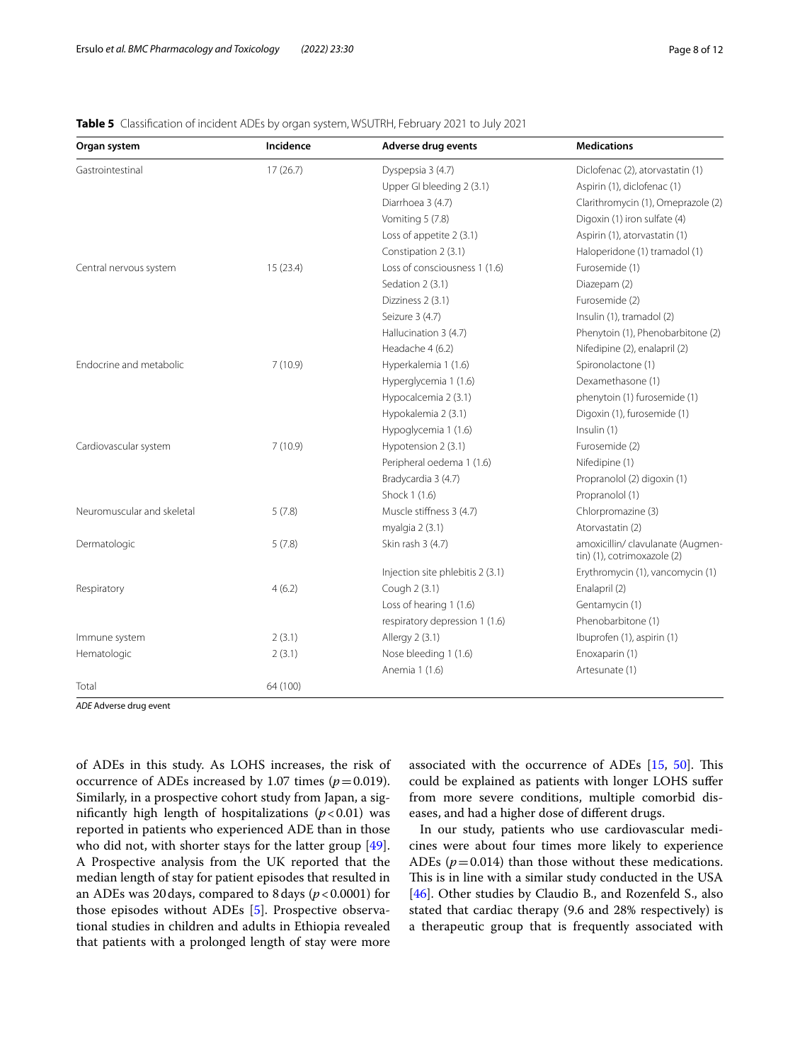**Table 5** Classification of incident ADEs by organ system, WSUTRH, February 2021 to July 2021

| Organ system | Incidence | Adverse drug events | Medications |
|---|---|---|---|
| Gastrointestinal | 17 (26.7) | Dyspepsia 3 (4.7) | Diclofenac (2), atorvastatin (1) |
| | | Upper GI bleeding 2 (3.1) | Aspirin (1), diclofenac (1) |
| | | Diarrhoea 3 (4.7) | Clarithromycin (1), Omeprazole (2) |
| | | Vomiting 5 (7.8) | Digoxin (1) iron sulfate (4) |
| | | Loss of appetite 2 (3.1) | Aspirin (1), atorvastatin (1) |
| | | Constipation 2 (3.1) | Haloperidone (1) tramadol (1) |
| Central nervous system | 15 (23.4) | Loss of consciousness 1 (1.6) | Furosemide (1) |
| | | Sedation 2 (3.1) | Diazepam (2) |
| | | Dizziness 2 (3.1) | Furosemide (2) |
| | | Seizure 3 (4.7) | Insulin (1), tramadol (2) |
| | | Hallucination 3 (4.7) | Phenytoin (1), Phenobarbitone (2) |
| | | Headache 4 (6.2) | Nifedipine (2), enalapril (2) |
| Endocrine and metabolic | 7 (10.9) | Hyperkalemia 1 (1.6) | Spironolactone (1) |
| | | Hyperglycemia 1 (1.6) | Dexamethasone (1) |
| | | Hypocalcemia 2 (3.1) | phenytoin (1) furosemide (1) |
| | | Hypokalemia 2 (3.1) | Digoxin (1), furosemide (1) |
| | | Hypoglycemia 1 (1.6) | Insulin (1) |
| Cardiovascular system | 7 (10.9) | Hypotension 2 (3.1) | Furosemide (2) |
| | | Peripheral oedema 1 (1.6) | Nifedipine (1) |
| | | Bradycardia 3 (4.7) | Propranolol (2) digoxin (1) |
| | | Shock 1 (1.6) | Propranolol (1) |
| Neuromuscular and skeletal | 5 (7.8) | Muscle stiffness 3 (4.7) | Chlorpromazine (3) |
| | | myalgia 2 (3.1) | Atorvastatin (2) |
| Dermatologic | 5 (7.8) | Skin rash 3 (4.7) | amoxicillin/ clavulanate (Augmentin) (1), cotrimoxazole (2) |
| | | Injection site phlebitis 2 (3.1) | Erythromycin (1), vancomycin (1) |
| Respiratory | 4 (6.2) | Cough 2 (3.1) | Enalapril (2) |
| | | Loss of hearing 1 (1.6) | Gentamycin (1) |
| | | respiratory depression 1 (1.6) | Phenobarbitone (1) |
| Immune system | 2 (3.1) | Allergy 2 (3.1) | Ibuprofen (1), aspirin (1) |
| Hematologic | 2 (3.1) | Nose bleeding 1 (1.6) | Enoxaparin (1) |
| | | Anemia 1 (1.6) | Artesunate (1) |
| Total | 64 (100) | | |

*ADE* Adverse drug event

of ADEs in this study. As LOHS increases, the risk of occurrence of ADEs increased by 1.07 times ($p = 0.019$). Similarly, in a prospective cohort study from Japan, a significantly high length of hospitalizations ($p < 0.01$) was reported in patients who experienced ADE than in those who did not, with shorter stays for the latter group [49]. A Prospective analysis from the UK reported that the median length of stay for patient episodes that resulted in an ADEs was 20 days, compared to 8 days ($p < 0.0001$) for those episodes without ADEs [5]. Prospective observational studies in children and adults in Ethiopia revealed that patients with a prolonged length of stay were more associated with the occurrence of ADEs [15, 50]. This could be explained as patients with longer LOHS suffer from more severe conditions, multiple comorbid diseases, and had a higher dose of different drugs.

In our study, patients who use cardiovascular medicines were about four times more likely to experience ADEs ($p = 0.014$) than those without these medications. This is in line with a similar study conducted in the USA [46]. Other studies by Claudio B., and Rozenfeld S., also stated that cardiac therapy (9.6 and 28% respectively) is a therapeutic group that is frequently associated with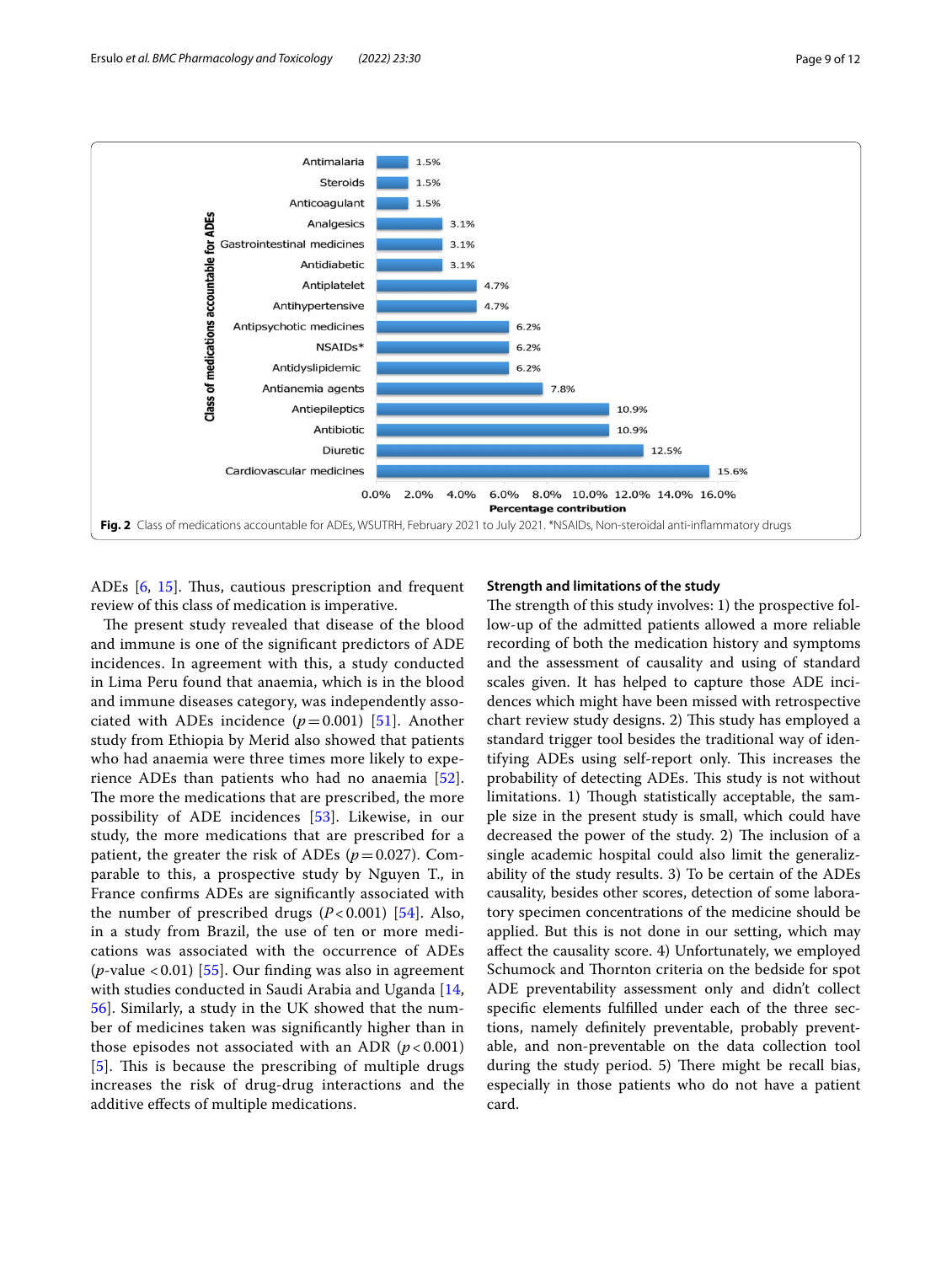Class of medications accountable for ADEs

| Class of medications | Percentage contribution |
| --- | --- |
| Antimalaria | 1.5% |
| Steroids | 1.5% |
| Anticoagulant | 1.5% |
| Analgesics | 3.1% |
| Gastrointestinal medicines | 3.1% |
| Antidiabetic | 3.1% |
| Antiplatelet | 4.7% |
| Antihypertensive | 4.7% |
| Antipsychotic medicines | 6.2% |
| NSAIDs* | 6.2% |
| Antidyslipidemic | 6.2% |
| Antianemia agents | 7.8% |
| Antiepileptics | 10.9% |
| Antibiotic | 10.9% |
| Diuretic | 12.5% |
| Cardiovascular medicines | 15.6% |

**Fig. 2** Class of medications accountable for ADEs, WSUTRH, February 2021 to July 2021. *NSAIDs, Non-steroidal anti-inflammatory drugs

ADEs [6, 15]. Thus, cautious prescription and frequent review of this class of medication is imperative.

The present study revealed that disease of the blood and immune is one of the significant predictors of ADE incidences. In agreement with this, a study conducted in Lima Peru found that anaemia, which is in the blood and immune diseases category, was independently associated with ADEs incidence ($p = 0.001$) [51]. Another study from Ethiopia by Merid also showed that patients who had anaemia were three times more likely to experience ADEs than patients who had no anaemia [52]. The more the medications that are prescribed, the more possibility of ADE incidences [53]. Likewise, in our study, the more medications that are prescribed for a patient, the greater the risk of ADEs ($p = 0.027$). Comparable to this, a prospective study by Nguyen T., in France confirms ADEs are significantly associated with the number of prescribed drugs ($P < 0.001$) [54]. Also, in a study from Brazil, the use of ten or more medications was associated with the occurrence of ADEs ($p$-value $< 0.01$) [55]. Our finding was also in agreement with studies conducted in Saudi Arabia and Uganda [14, 56]. Similarly, a study in the UK showed that the number of medicines taken was significantly higher than in those episodes not associated with an ADR ($p < 0.001$) [5]. This is because the prescribing of multiple drugs increases the risk of drug-drug interactions and the additive effects of multiple medications.

### Strength and limitations of the study

The strength of this study involves: 1) the prospective follow-up of the admitted patients allowed a more reliable recording of both the medication history and symptoms and the assessment of causality and using of standard scales given. It has helped to capture those ADE incidences which might have been missed with retrospective chart review study designs. 2) This study has employed a standard trigger tool besides the traditional way of identifying ADEs using self-report only. This increases the probability of detecting ADEs. This study is not without limitations. 1) Though statistically acceptable, the sample size in the present study is small, which could have decreased the power of the study. 2) The inclusion of a single academic hospital could also limit the generalizability of the study results. 3) To be certain of the ADEs causality, besides other scores, detection of some laboratory specimen concentrations of the medicine should be applied. But this is not done in our setting, which may affect the causality score. 4) Unfortunately, we employed Schumock and Thornton criteria on the bedside for spot ADE preventability assessment only and didn't collect specific elements fulfilled under each of the three sections, namely definitely preventable, probably preventable, and non-preventable on the data collection tool during the study period. 5) There might be recall bias, especially in those patients who do not have a patient card.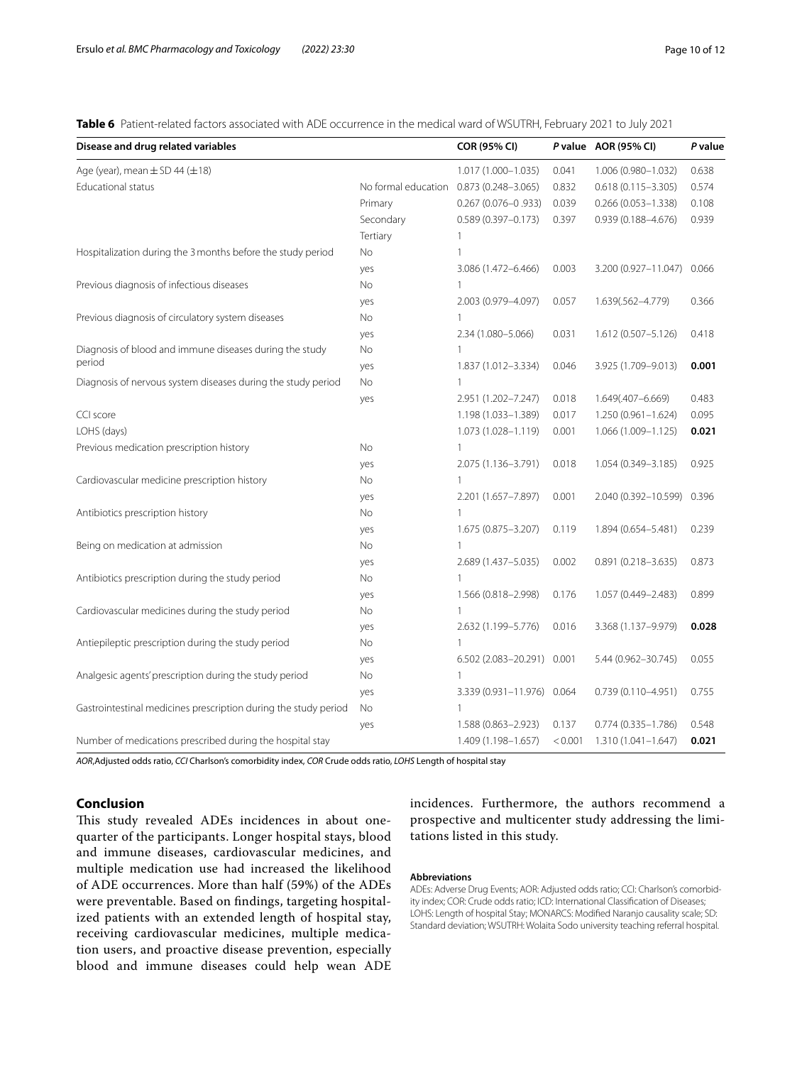**Table 6** Patient-related factors associated with ADE occurrence in the medical ward of WSUTRH, February 2021 to July 2021

| Disease and drug related variables | | COR (95% CI) | *P* value | AOR (95% CI) | *P* value |
|---|---|---|---|---|---|
| Age (year), mean ± SD 44 (±18) | | 1.017 (1.000–1.035) | 0.041 | 1.006 (0.980–1.032) | 0.638 |
| Educational status | No formal education | 0.873 (0.248–3.065) | 0.832 | 0.618 (0.115–3.305) | 0.574 |
| | Primary | 0.267 (0.076–0 .933) | 0.039 | 0.266 (0.053–1.338) | 0.108 |
| | Secondary | 0.589 (0.397–0.173) | 0.397 | 0.939 (0.188–4.676) | 0.939 |
| | Tertiary | 1 | | | |
| Hospitalization during the 3 months before the study period | No | 1 | | | |
| | yes | 3.086 (1.472–6.466) | 0.003 | 3.200 (0.927–11.047) | 0.066 |
| Previous diagnosis of infectious diseases | No | 1 | | | |
| | yes | 2.003 (0.979–4.097) | 0.057 | 1.639(.562–4.779) | 0.366 |
| Previous diagnosis of circulatory system diseases | No | 1 | | | |
| | yes | 2.34 (1.080–5.066) | 0.031 | 1.612 (0.507–5.126) | 0.418 |
| Diagnosis of blood and immune diseases during the study period | No | 1 | | | |
| | yes | 1.837 (1.012–3.334) | 0.046 | 3.925 (1.709–9.013) | **0.001** |
| Diagnosis of nervous system diseases during the study period | No | 1 | | | |
| | yes | 2.951 (1.202–7.247) | 0.018 | 1.649(.407–6.669) | 0.483 |
| CCI score | | 1.198 (1.033–1.389) | 0.017 | 1.250 (0.961–1.624) | 0.095 |
| LOHS (days) | | 1.073 (1.028–1.119) | 0.001 | 1.066 (1.009–1.125) | **0.021** |
| Previous medication prescription history | No | 1 | | | |
| | yes | 2.075 (1.136–3.791) | 0.018 | 1.054 (0.349–3.185) | 0.925 |
| Cardiovascular medicine prescription history | No | 1 | | | |
| | yes | 2.201 (1.657–7.897) | 0.001 | 2.040 (0.392–10.599) | 0.396 |
| Antibiotics prescription history | No | 1 | | | |
| | yes | 1.675 (0.875–3.207) | 0.119 | 1.894 (0.654–5.481) | 0.239 |
| Being on medication at admission | No | 1 | | | |
| | yes | 2.689 (1.437–5.035) | 0.002 | 0.891 (0.218–3.635) | 0.873 |
| Antibiotics prescription during the study period | No | 1 | | | |
| | yes | 1.566 (0.818–2.998) | 0.176 | 1.057 (0.449–2.483) | 0.899 |
| Cardiovascular medicines during the study period | No | 1 | | | |
| | yes | 2.632 (1.199–5.776) | 0.016 | 3.368 (1.137–9.979) | **0.028** |
| Antiepileptic prescription during the study period | No | 1 | | | |
| | yes | 6.502 (2.083–20.291) | 0.001 | 5.44 (0.962–30.745) | 0.055 |
| Analgesic agents' prescription during the study period | No | 1 | | | |
| | yes | 3.339 (0.931–11.976) | 0.064 | 0.739 (0.110–4.951) | 0.755 |
| Gastrointestinal medicines prescription during the study period | No | 1 | | | |
| | yes | 1.588 (0.863–2.923) | 0.137 | 0.774 (0.335–1.786) | 0.548 |
| Number of medications prescribed during the hospital stay | | 1.409 (1.198–1.657) | < 0.001 | 1.310 (1.041–1.647) | **0.021** |

*AOR*,Adjusted odds ratio, *CCI* Charlson's comorbidity index, *COR* Crude odds ratio, *LOHS* Length of hospital stay

## Conclusion

This study revealed ADEs incidences in about one-quarter of the participants. Longer hospital stays, blood and immune diseases, cardiovascular medicines, and multiple medication use had increased the likelihood of ADE occurrences. More than half (59%) of the ADEs were preventable. Based on findings, targeting hospitalized patients with an extended length of hospital stay, receiving cardiovascular medicines, multiple medication users, and proactive disease prevention, especially blood and immune diseases could help wean ADE incidences. Furthermore, the authors recommend a prospective and multicenter study addressing the limitations listed in this study.

#### Abbreviations

ADEs: Adverse Drug Events; AOR: Adjusted odds ratio; CCI: Charlson's comorbidity index; COR: Crude odds ratio; ICD: International Classification of Diseases; LOHS: Length of hospital Stay; MONARCS: Modified Naranjo causality scale; SD: Standard deviation; WSUTRH: Wolaita Sodo university teaching referral hospital.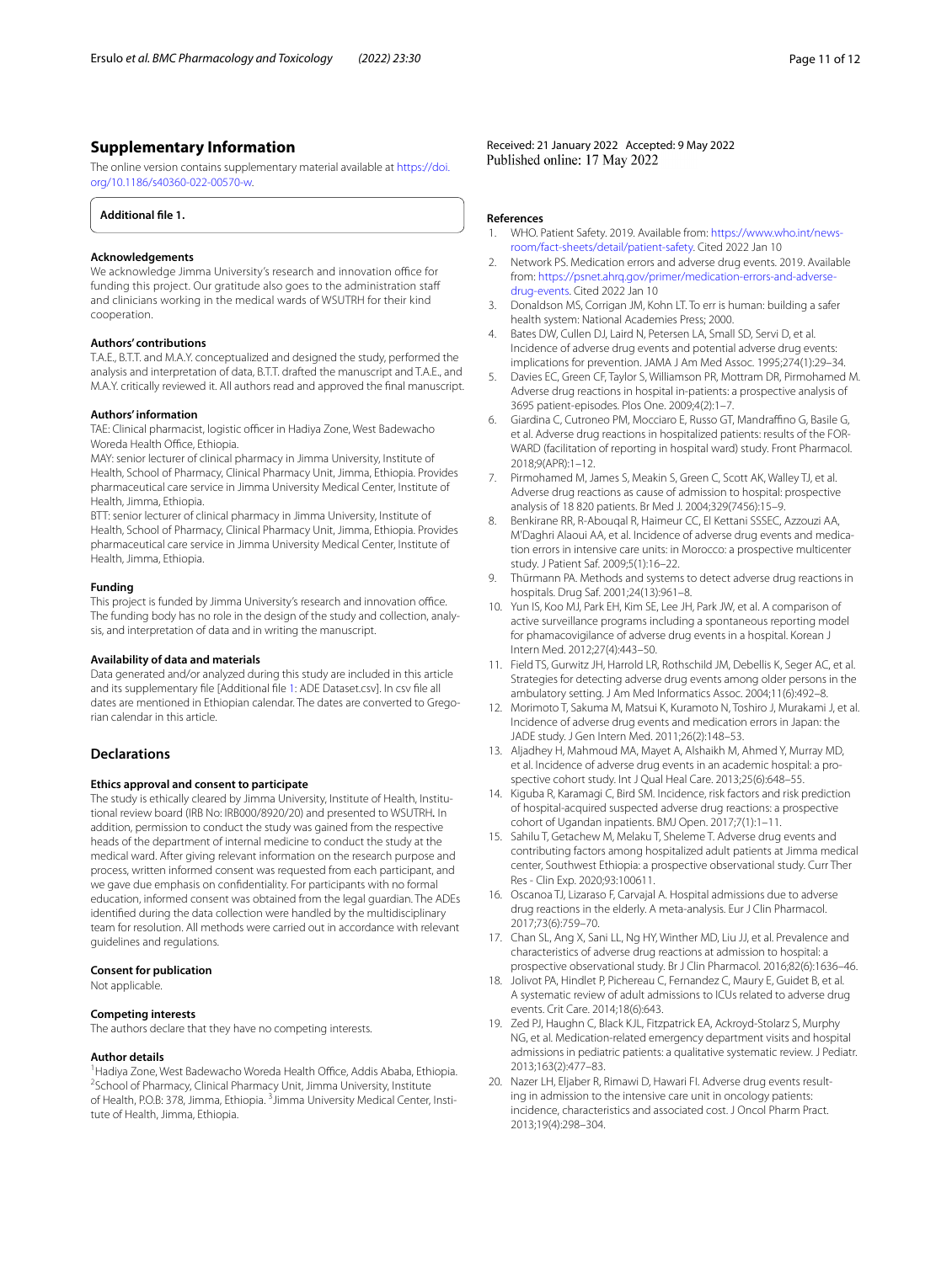## Supplementary Information

The online version contains supplementary material available at https://doi.org/10.1186/s40360-022-00570-w.

**Additional file 1.**

### Acknowledgements

We acknowledge Jimma University's research and innovation office for funding this project. Our gratitude also goes to the administration staff and clinicians working in the medical wards of WSUTRH for their kind cooperation.

### Authors' contributions

T.A.E., B.T.T. and M.A.Y. conceptualized and designed the study, performed the analysis and interpretation of data, B.T.T. drafted the manuscript and T.A.E., and M.A.Y. critically reviewed it. All authors read and approved the final manuscript.

### Authors' information

TAE: Clinical pharmacist, logistic officer in Hadiya Zone, West Badewacho Woreda Health Office, Ethiopia.

MAY: senior lecturer of clinical pharmacy in Jimma University, Institute of Health, School of Pharmacy, Clinical Pharmacy Unit, Jimma, Ethiopia. Provides pharmaceutical care service in Jimma University Medical Center, Institute of Health, Jimma, Ethiopia.

BTT: senior lecturer of clinical pharmacy in Jimma University, Institute of Health, School of Pharmacy, Clinical Pharmacy Unit, Jimma, Ethiopia. Provides pharmaceutical care service in Jimma University Medical Center, Institute of Health, Jimma, Ethiopia.

### Funding

This project is funded by Jimma University's research and innovation office. The funding body has no role in the design of the study and collection, analysis, and interpretation of data and in writing the manuscript.

### Availability of data and materials

Data generated and/or analyzed during this study are included in this article and its supplementary file [Additional file 1: ADE Dataset.csv]. In csv file all dates are mentioned in Ethiopian calendar. The dates are converted to Gregorian calendar in this article.

## Declarations

### Ethics approval and consent to participate

The study is ethically cleared by Jimma University, Institute of Health, Institutional review board (IRB No: IRB000/8920/20) and presented to WSUTRH. In addition, permission to conduct the study was gained from the respective heads of the department of internal medicine to conduct the study at the medical ward. After giving relevant information on the research purpose and process, written informed consent was requested from each participant, and we gave due emphasis on confidentiality. For participants with no formal education, informed consent was obtained from the legal guardian. The ADEs identified during the data collection were handled by the multidisciplinary team for resolution. All methods were carried out in accordance with relevant guidelines and regulations.

### Consent for publication

Not applicable.

### Competing interests

The authors declare that they have no competing interests.

### Author details

[1]Hadiya Zone, West Badewacho Woreda Health Office, Addis Ababa, Ethiopia. [2]School of Pharmacy, Clinical Pharmacy Unit, Jimma University, Institute of Health, P.O.B: 378, Jimma, Ethiopia. [3]Jimma University Medical Center, Institute of Health, Jimma, Ethiopia.

Received: 21 January 2022 Accepted: 9 May 2022
Published online: 17 May 2022

### References

1. WHO. Patient Safety. 2019. Available from: https://www.who.int/news-room/fact-sheets/detail/patient-safety. Cited 2022 Jan 10
2. Network PS. Medication errors and adverse drug events. 2019. Available from: https://psnet.ahrq.gov/primer/medication-errors-and-adverse-drug-events. Cited 2022 Jan 10
3. Donaldson MS, Corrigan JM, Kohn LT. To err is human: building a safer health system: National Academies Press; 2000.
4. Bates DW, Cullen DJ, Laird N, Petersen LA, Small SD, Servi D, et al. Incidence of adverse drug events and potential adverse drug events: implications for prevention. JAMA J Am Med Assoc. 1995;274(1):29–34.
5. Davies EC, Green CF, Taylor S, Williamson PR, Mottram DR, Pirmohamed M. Adverse drug reactions in hospital in-patients: a prospective analysis of 3695 patient-episodes. Plos One. 2009;4(2):1–7.
6. Giardina C, Cutroneo PM, Mocciaro E, Russo GT, Mandraffino G, Basile G, et al. Adverse drug reactions in hospitalized patients: results of the FORWARD (facilitation of reporting in hospital ward) study. Front Pharmacol. 2018;9(APR):1–12.
7. Pirmohamed M, James S, Meakin S, Green C, Scott AK, Walley TJ, et al. Adverse drug reactions as cause of admission to hospital: prospective analysis of 18 820 patients. Br Med J. 2004;329(7456):15–9.
8. Benkirane RR, R-Abouqal R, Haimeur CC, El Kettani SSSEC, Azzouzi AA, M'Daghri Alaoui AA, et al. Incidence of adverse drug events and medication errors in intensive care units: in Morocco: a prospective multicenter study. J Patient Saf. 2009;5(1):16–22.
9. Thürmann PA. Methods and systems to detect adverse drug reactions in hospitals. Drug Saf. 2001;24(13):961–8.
10. Yun IS, Koo MJ, Park EH, Kim SE, Lee JH, Park JW, et al. A comparison of active surveillance programs including a spontaneous reporting model for phamacovigilance of adverse drug events in a hospital. Korean J Intern Med. 2012;27(4):443–50.
11. Field TS, Gurwitz JH, Harrold LR, Rothschild JM, Debellis K, Seger AC, et al. Strategies for detecting adverse drug events among older persons in the ambulatory setting. J Am Med Informatics Assoc. 2004;11(6):492–8.
12. Morimoto T, Sakuma M, Matsui K, Kuramoto N, Toshiro J, Murakami J, et al. Incidence of adverse drug events and medication errors in Japan: the JADE study. J Gen Intern Med. 2011;26(2):148–53.
13. Aljadhey H, Mahmoud MA, Mayet A, Alshaikh M, Ahmed Y, Murray MD, et al. Incidence of adverse drug events in an academic hospital: a prospective cohort study. Int J Qual Heal Care. 2013;25(6):648–55.
14. Kiguba R, Karamagi C, Bird SM. Incidence, risk factors and risk prediction of hospital-acquired suspected adverse drug reactions: a prospective cohort of Ugandan inpatients. BMJ Open. 2017;7(1):1–11.
15. Sahilu T, Getachew M, Melaku T, Sheleme T. Adverse drug events and contributing factors among hospitalized adult patients at Jimma medical center, Southwest Ethiopia: a prospective observational study. Curr Ther Res - Clin Exp. 2020;93:100611.
16. Oscanoa TJ, Lizaraso F, Carvajal A. Hospital admissions due to adverse drug reactions in the elderly. A meta-analysis. Eur J Clin Pharmacol. 2017;73(6):759–70.
17. Chan SL, Ang X, Sani LL, Ng HY, Winther MD, Liu JJ, et al. Prevalence and characteristics of adverse drug reactions at admission to hospital: a prospective observational study. Br J Clin Pharmacol. 2016;82(6):1636–46.
18. Jolivot PA, Hindlet P, Pichereau C, Fernandez C, Maury E, Guidet B, et al. A systematic review of adult admissions to ICUs related to adverse drug events. Crit Care. 2014;18(6):643.
19. Zed PJ, Haughn C, Black KJL, Fitzpatrick EA, Ackroyd-Stolarz S, Murphy NG, et al. Medication-related emergency department visits and hospital admissions in pediatric patients: a qualitative systematic review. J Pediatr. 2013;163(2):477–83.
20. Nazer LH, Eljaber R, Rimawi D, Hawari FI. Adverse drug events resulting in admission to the intensive care unit in oncology patients: incidence, characteristics and associated cost. J Oncol Pharm Pract. 2013;19(4):298–304.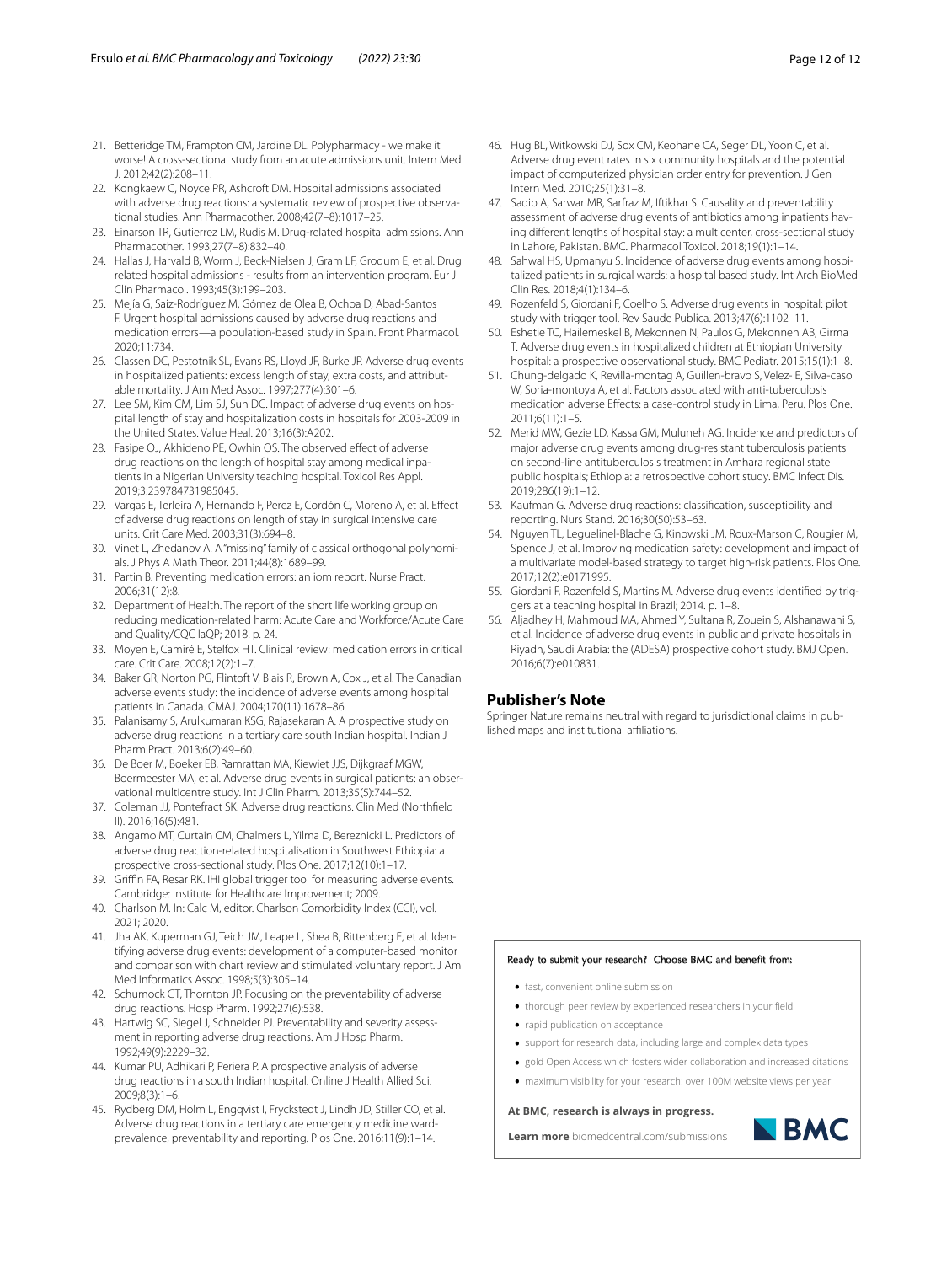21. Betteridge TM, Frampton CM, Jardine DL. Polypharmacy - we make it worse! A cross-sectional study from an acute admissions unit. Intern Med J. 2012;42(2):208–11.
22. Kongkaew C, Noyce PR, Ashcroft DM. Hospital admissions associated with adverse drug reactions: a systematic review of prospective observational studies. Ann Pharmacother. 2008;42(7–8):1017–25.
23. Einarson TR, Gutierrez LM, Rudis M. Drug-related hospital admissions. Ann Pharmacother. 1993;27(7–8):832–40.
24. Hallas J, Harvald B, Worm J, Beck-Nielsen J, Gram LF, Grodum E, et al. Drug related hospital admissions - results from an intervention program. Eur J Clin Pharmacol. 1993;45(3):199–203.
25. Mejía G, Saiz-Rodríguez M, Gómez de Olea B, Ochoa D, Abad-Santos F. Urgent hospital admissions caused by adverse drug reactions and medication errors—a population-based study in Spain. Front Pharmacol. 2020;11:734.
26. Classen DC, Pestotnik SL, Evans RS, Lloyd JF, Burke JP. Adverse drug events in hospitalized patients: excess length of stay, extra costs, and attributable mortality. J Am Med Assoc. 1997;277(4):301–6.
27. Lee SM, Kim CM, Lim SJ, Suh DC. Impact of adverse drug events on hospital length of stay and hospitalization costs in hospitals for 2003-2009 in the United States. Value Heal. 2013;16(3):A202.
28. Fasipe OJ, Akhideno PE, Owhin OS. The observed effect of adverse drug reactions on the length of hospital stay among medical inpatients in a Nigerian University teaching hospital. Toxicol Res Appl. 2019;3:239784731985045.
29. Vargas E, Terleira A, Hernando F, Perez E, Cordón C, Moreno A, et al. Effect of adverse drug reactions on length of stay in surgical intensive care units. Crit Care Med. 2003;31(3):694–8.
30. Vinet L, Zhedanov A. A "missing" family of classical orthogonal polynomials. J Phys A Math Theor. 2011;44(8):1689–99.
31. Partin B. Preventing medication errors: an iom report. Nurse Pract. 2006;31(12):8.
32. Department of Health. The report of the short life working group on reducing medication-related harm: Acute Care and Workforce/Acute Care and Quality/CQC IaQP; 2018. p. 24.
33. Moyen E, Camiré E, Stelfox HT. Clinical review: medication errors in critical care. Crit Care. 2008;12(2):1–7.
34. Baker GR, Norton PG, Flintoft V, Blais R, Brown A, Cox J, et al. The Canadian adverse events study: the incidence of adverse events among hospital patients in Canada. CMAJ. 2004;170(11):1678–86.
35. Palanisamy S, Arulkumaran KSG, Rajasekaran A. A prospective study on adverse drug reactions in a tertiary care south Indian hospital. Indian J Pharm Pract. 2013;6(2):49–60.
36. De Boer M, Boeker EB, Ramrattan MA, Kiewiet JJS, Dijkgraaf MGW, Boermeester MA, et al. Adverse drug events in surgical patients: an observational multicentre study. Int J Clin Pharm. 2013;35(5):744–52.
37. Coleman JJ, Pontefract SK. Adverse drug reactions. Clin Med (Northfield Il). 2016;16(5):481.
38. Angamo MT, Curtain CM, Chalmers L, Yilma D, Bereznicki L. Predictors of adverse drug reaction-related hospitalisation in Southwest Ethiopia: a prospective cross-sectional study. Plos One. 2017;12(10):1–17.
39. Griffin FA, Resar RK. IHI global trigger tool for measuring adverse events. Cambridge: Institute for Healthcare Improvement; 2009.
40. Charlson M. In: Calc M, editor. Charlson Comorbidity Index (CCI), vol. 2021; 2020.
41. Jha AK, Kuperman GJ, Teich JM, Leape L, Shea B, Rittenberg E, et al. Identifying adverse drug events: development of a computer-based monitor and comparison with chart review and stimulated voluntary report. J Am Med Informatics Assoc. 1998;5(3):305–14.
42. Schumock GT, Thornton JP. Focusing on the preventability of adverse drug reactions. Hosp Pharm. 1992;27(6):538.
43. Hartwig SC, Siegel J, Schneider PJ. Preventability and severity assessment in reporting adverse drug reactions. Am J Hosp Pharm. 1992;49(9):2229–32.
44. Kumar PU, Adhikari P, Periera P. A prospective analysis of adverse drug reactions in a south Indian hospital. Online J Health Allied Sci. 2009;8(3):1–6.
45. Rydberg DM, Holm L, Engqvist I, Fryckstedt J, Lindh JD, Stiller CO, et al. Adverse drug reactions in a tertiary care emergency medicine ward-prevalence, preventability and reporting. Plos One. 2016;11(9):1–14.
46. Hug BL, Witkowski DJ, Sox CM, Keohane CA, Seger DL, Yoon C, et al. Adverse drug event rates in six community hospitals and the potential impact of computerized physician order entry for prevention. J Gen Intern Med. 2010;25(1):31–8.
47. Saqib A, Sarwar MR, Sarfraz M, Iftikhar S. Causality and preventability assessment of adverse drug events of antibiotics among inpatients having different lengths of hospital stay: a multicenter, cross-sectional study in Lahore, Pakistan. BMC. Pharmacol Toxicol. 2018;19(1):1–14.
48. Sahwal HS, Upmanyu S. Incidence of adverse drug events among hospitalized patients in surgical wards: a hospital based study. Int Arch BioMed Clin Res. 2018;4(1):134–6.
49. Rozenfeld S, Giordani F, Coelho S. Adverse drug events in hospital: pilot study with trigger tool. Rev Saude Publica. 2013;47(6):1102–11.
50. Eshetie TC, Hailemeskel B, Mekonnen N, Paulos G, Mekonnen AB, Girma T. Adverse drug events in hospitalized children at Ethiopian University hospital: a prospective observational study. BMC Pediatr. 2015;15(1):1–8.
51. Chung-delgado K, Revilla-montag A, Guillen-bravo S, Velez- E, Silva-caso W, Soria-montoya A, et al. Factors associated with anti-tuberculosis medication adverse Effects: a case-control study in Lima, Peru. Plos One. 2011;6(11):1–5.
52. Merid MW, Gezie LD, Kassa GM, Muluneh AG. Incidence and predictors of major adverse drug events among drug-resistant tuberculosis patients on second-line antituberculosis treatment in Amhara regional state public hospitals; Ethiopia: a retrospective cohort study. BMC Infect Dis. 2019;286(19):1–12.
53. Kaufman G. Adverse drug reactions: classification, susceptibility and reporting. Nurs Stand. 2016;30(50):53–63.
54. Nguyen TL, Leguelinel-Blache G, Kinowski JM, Roux-Marson C, Rougier M, Spence J, et al. Improving medication safety: development and impact of a multivariate model-based strategy to target high-risk patients. Plos One. 2017;12(2):e0171995.
55. Giordani F, Rozenfeld S, Martins M. Adverse drug events identified by triggers at a teaching hospital in Brazil; 2014. p. 1–8.
56. Aljadhey H, Mahmoud MA, Ahmed Y, Sultana R, Zouein S, Alshanawani S, et al. Incidence of adverse drug events in public and private hospitals in Riyadh, Saudi Arabia: the (ADESA) prospective cohort study. BMJ Open. 2016;6(7):e010831.

## Publisher's Note

Springer Nature remains neutral with regard to jurisdictional claims in published maps and institutional affiliations.

Ready to submit your research? Choose BMC and benefit from:

- fast, convenient online submission
- thorough peer review by experienced researchers in your field
- rapid publication on acceptance
- support for research data, including large and complex data types
- gold Open Access which fosters wider collaboration and increased citations
- maximum visibility for your research: over 100M website views per year

**At BMC, research is always in progress.**

**Learn more** biomedcentral.com/submissions

BMC